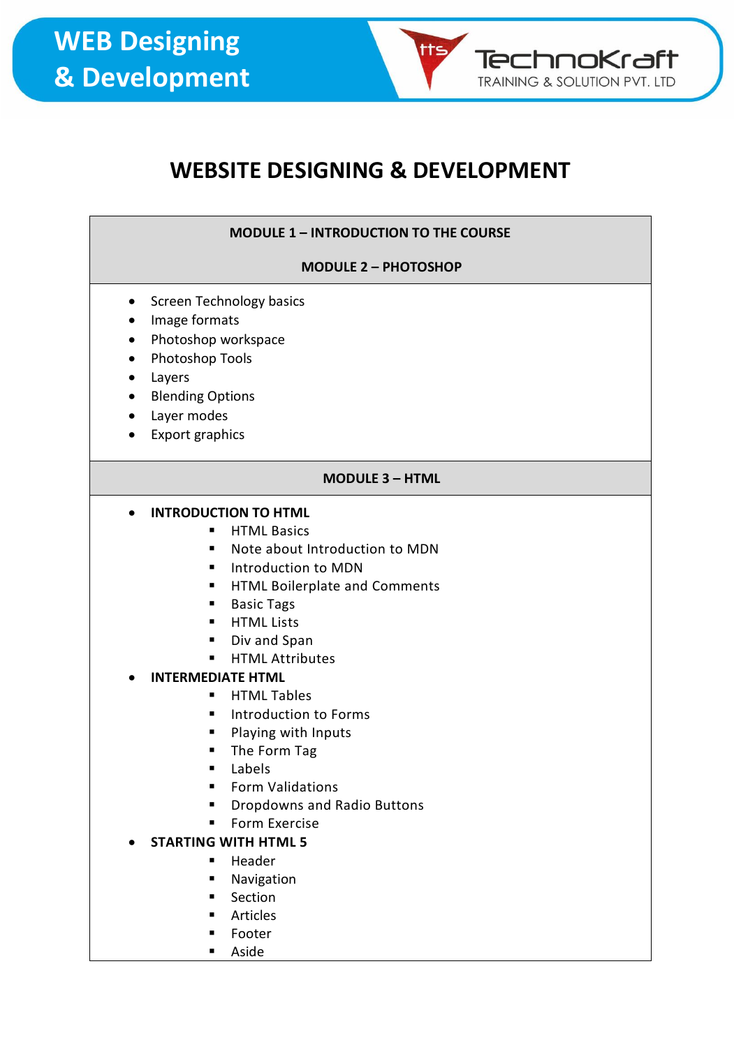# WEBSITE DESIGNING & DEVELOPMENT

**MODULE 1 – INTRODUCTION TO THE COURSE**

**MODULE 2 – PHOTOSHOP**

- Screen Technology basics
- Image formats
- Photoshop workspace
- Photoshop Tools
- Layers
- Blending Options
- Layer modes
- Export graphics

**MODULE 3 – HTML**

- **INTRODUCTION TO HTML**
  - HTML Basics
  - Note about Introduction to MDN
  - Introduction to MDN
  - HTML Boilerplate and Comments
  - Basic Tags
  - HTML Lists
  - Div and Span
  - HTML Attributes
- **INTERMEDIATE HTML**
  - HTML Tables
  - Introduction to Forms
  - Playing with Inputs
  - The Form Tag
  - Labels
  - Form Validations
  - Dropdowns and Radio Buttons
  - Form Exercise
- **STARTING WITH HTML 5**
  - Header
  - Navigation
  - Section
  - Articles
  - Footer
  - Aside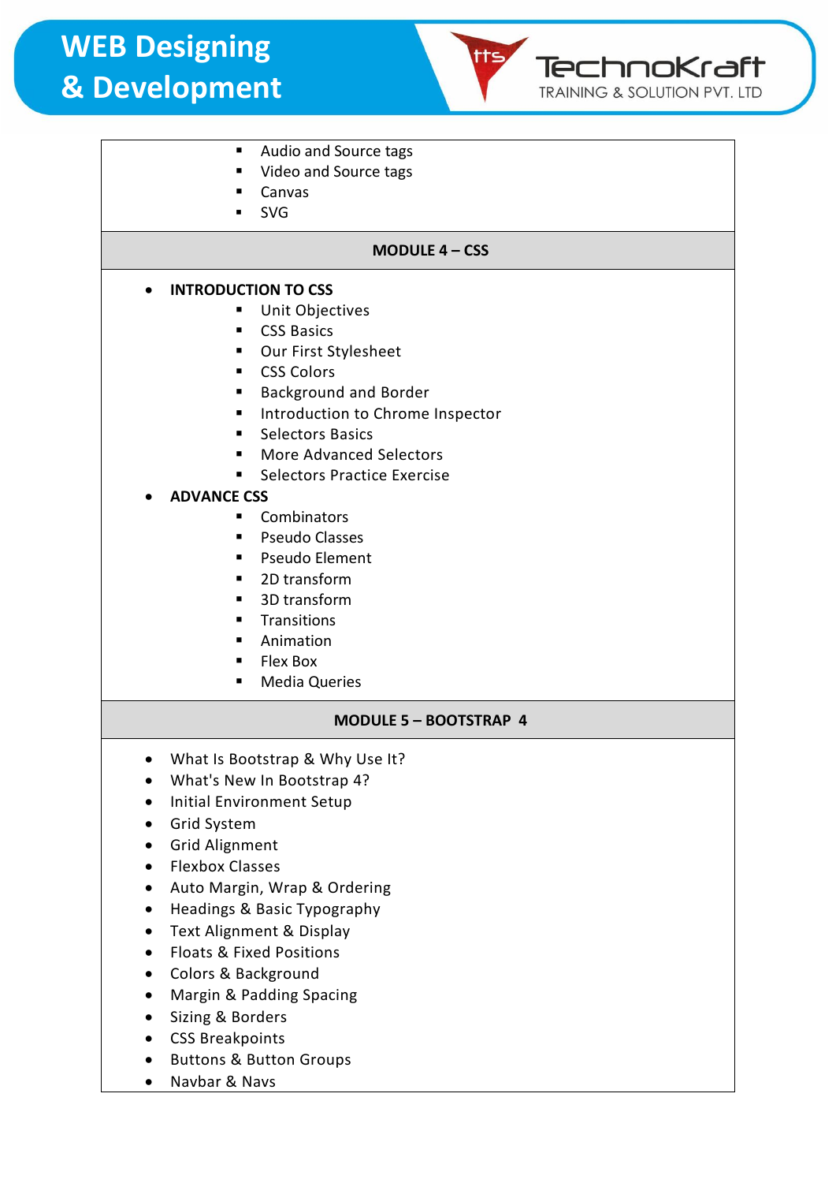- Audio and Source tags
- Video and Source tags
- Canvas
- SVG

## MODULE 4 – CSS

- **INTRODUCTION TO CSS**
  - Unit Objectives
  - CSS Basics
  - Our First Stylesheet
  - CSS Colors
  - Background and Border
  - Introduction to Chrome Inspector
  - Selectors Basics
  - More Advanced Selectors
  - Selectors Practice Exercise
- **ADVANCE CSS**
  - Combinators
  - Pseudo Classes
  - Pseudo Element
  - 2D transform
  - 3D transform
  - Transitions
  - Animation
  - Flex Box
  - Media Queries

## MODULE 5 – BOOTSTRAP 4

- What Is Bootstrap & Why Use It?
- What's New In Bootstrap 4?
- Initial Environment Setup
- Grid System
- Grid Alignment
- Flexbox Classes
- Auto Margin, Wrap & Ordering
- Headings & Basic Typography
- Text Alignment & Display
- Floats & Fixed Positions
- Colors & Background
- Margin & Padding Spacing
- Sizing & Borders
- CSS Breakpoints
- Buttons & Button Groups
- Navbar & Navs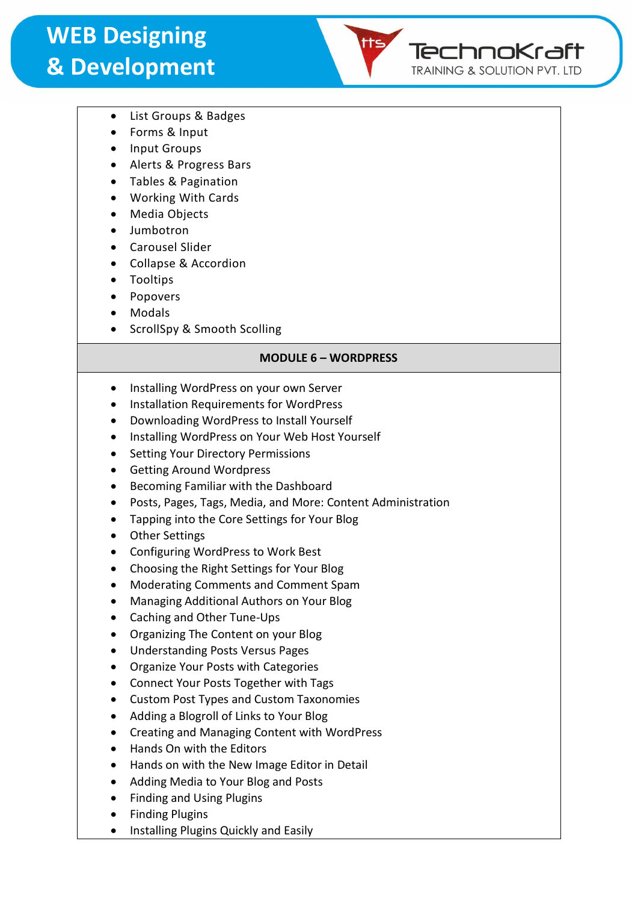- List Groups & Badges
- Forms & Input
- Input Groups
- Alerts & Progress Bars
- Tables & Pagination
- Working With Cards
- Media Objects
- Jumbotron
- Carousel Slider
- Collapse & Accordion
- Tooltips
- Popovers
- Modals
- ScrollSpy & Smooth Scolling

## MODULE 6 – WORDPRESS

- Installing WordPress on your own Server
- Installation Requirements for WordPress
- Downloading WordPress to Install Yourself
- Installing WordPress on Your Web Host Yourself
- Setting Your Directory Permissions
- Getting Around Wordpress
- Becoming Familiar with the Dashboard
- Posts, Pages, Tags, Media, and More: Content Administration
- Tapping into the Core Settings for Your Blog
- Other Settings
- Configuring WordPress to Work Best
- Choosing the Right Settings for Your Blog
- Moderating Comments and Comment Spam
- Managing Additional Authors on Your Blog
- Caching and Other Tune-Ups
- Organizing The Content on your Blog
- Understanding Posts Versus Pages
- Organize Your Posts with Categories
- Connect Your Posts Together with Tags
- Custom Post Types and Custom Taxonomies
- Adding a Blogroll of Links to Your Blog
- Creating and Managing Content with WordPress
- Hands On with the Editors
- Hands on with the New Image Editor in Detail
- Adding Media to Your Blog and Posts
- Finding and Using Plugins
- Finding Plugins
- Installing Plugins Quickly and Easily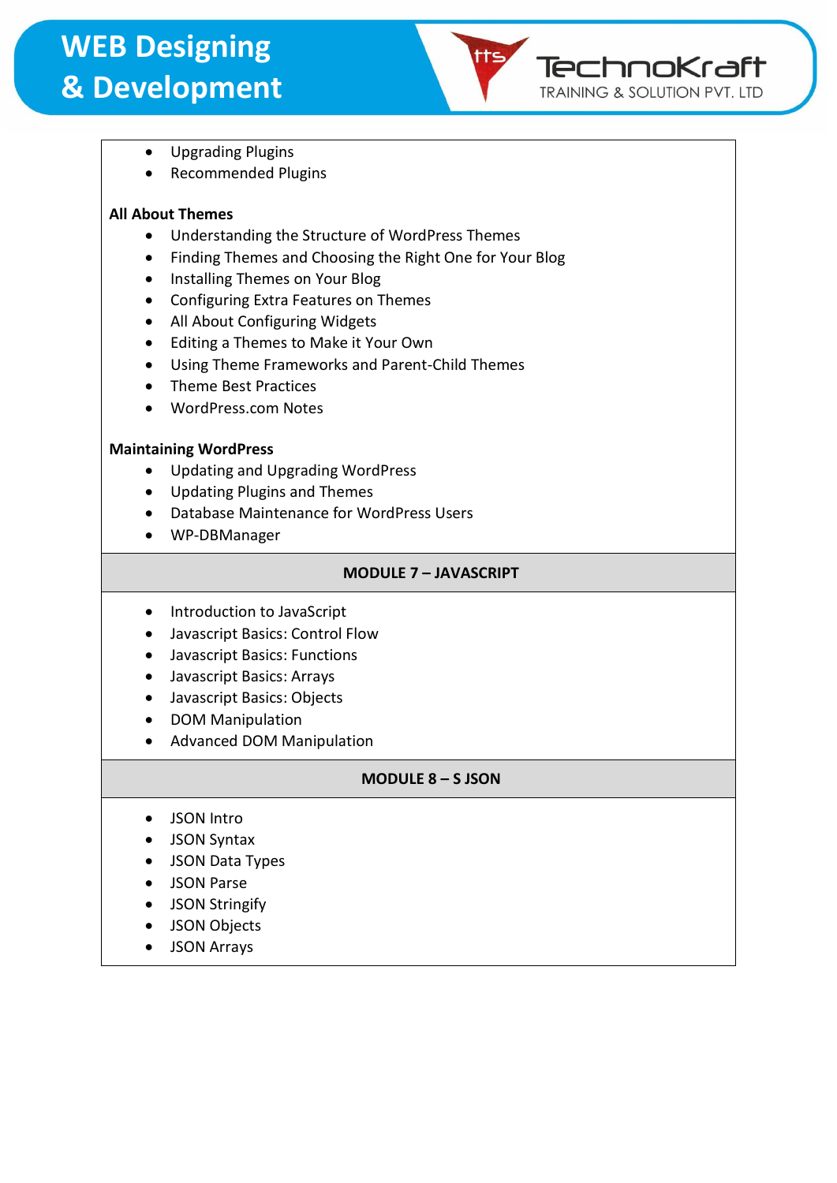- Upgrading Plugins
- Recommended Plugins

**All About Themes**

- Understanding the Structure of WordPress Themes
- Finding Themes and Choosing the Right One for Your Blog
- Installing Themes on Your Blog
- Configuring Extra Features on Themes
- All About Configuring Widgets
- Editing a Themes to Make it Your Own
- Using Theme Frameworks and Parent-Child Themes
- Theme Best Practices
- WordPress.com Notes

**Maintaining WordPress**

- Updating and Upgrading WordPress
- Updating Plugins and Themes
- Database Maintenance for WordPress Users
- WP-DBManager

## MODULE 7 – JAVASCRIPT

- Introduction to JavaScript
- Javascript Basics: Control Flow
- Javascript Basics: Functions
- Javascript Basics: Arrays
- Javascript Basics: Objects
- DOM Manipulation
- Advanced DOM Manipulation

## MODULE 8 – S JSON

- JSON Intro
- JSON Syntax
- JSON Data Types
- JSON Parse
- JSON Stringify
- JSON Objects
- JSON Arrays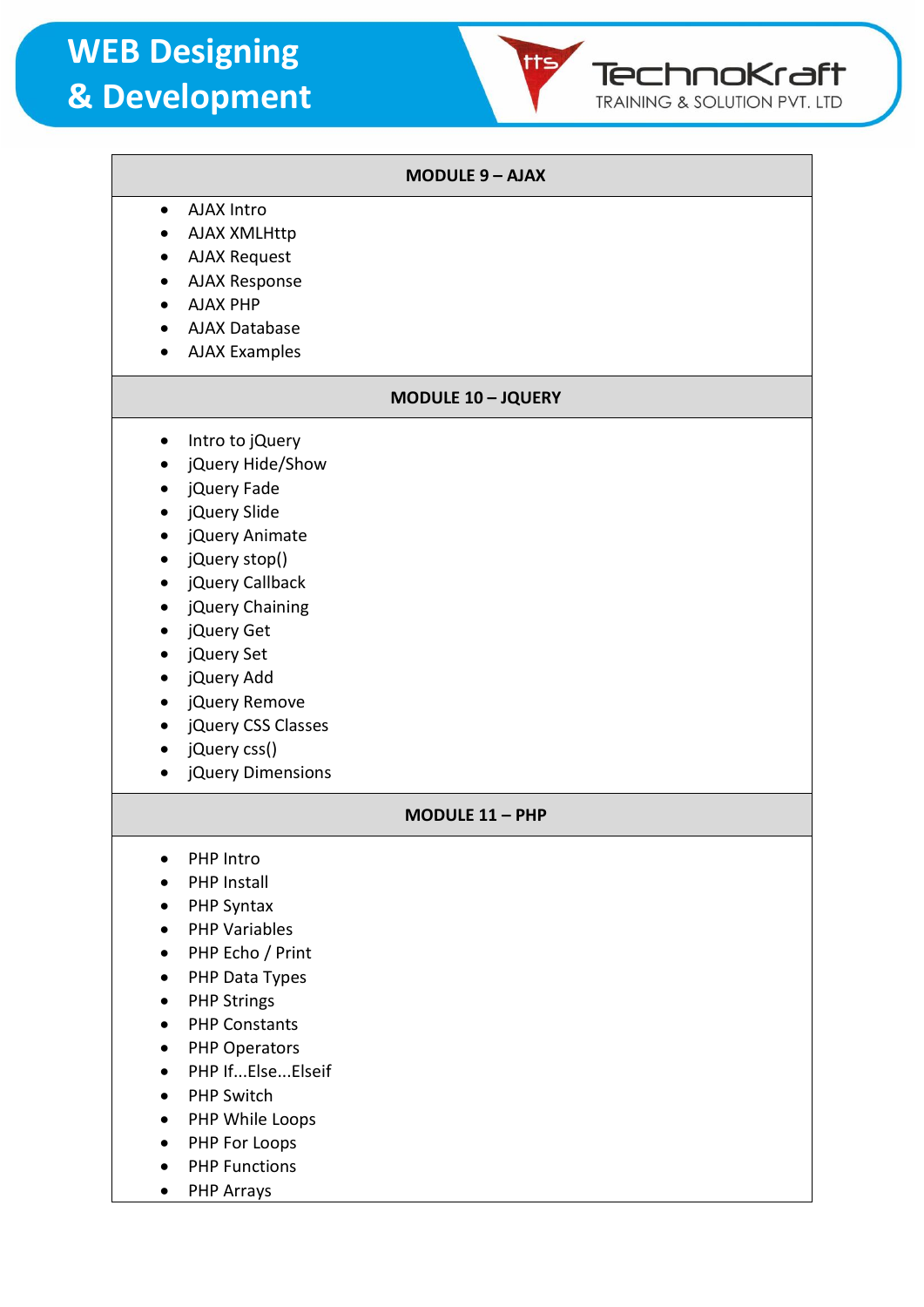## MODULE 9 – AJAX

- AJAX Intro
- AJAX XMLHttp
- AJAX Request
- AJAX Response
- AJAX PHP
- AJAX Database
- AJAX Examples

## MODULE 10 – JQUERY

- Intro to jQuery
- jQuery Hide/Show
- jQuery Fade
- jQuery Slide
- jQuery Animate
- jQuery stop()
- jQuery Callback
- jQuery Chaining
- jQuery Get
- jQuery Set
- jQuery Add
- jQuery Remove
- jQuery CSS Classes
- jQuery css()
- jQuery Dimensions

## MODULE 11 – PHP

- PHP Intro
- PHP Install
- PHP Syntax
- PHP Variables
- PHP Echo / Print
- PHP Data Types
- PHP Strings
- PHP Constants
- PHP Operators
- PHP If...Else...Elseif
- PHP Switch
- PHP While Loops
- PHP For Loops
- PHP Functions
- PHP Arrays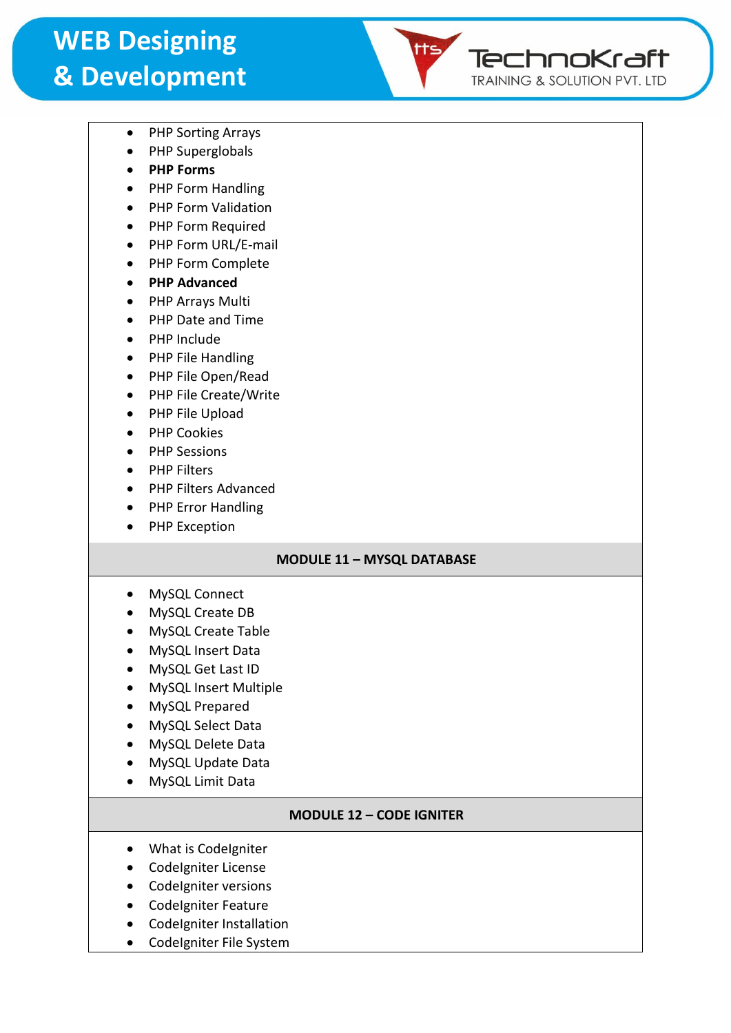- PHP Sorting Arrays
- PHP Superglobals
- **PHP Forms**
- PHP Form Handling
- PHP Form Validation
- PHP Form Required
- PHP Form URL/E-mail
- PHP Form Complete
- **PHP Advanced**
- PHP Arrays Multi
- PHP Date and Time
- PHP Include
- PHP File Handling
- PHP File Open/Read
- PHP File Create/Write
- PHP File Upload
- PHP Cookies
- PHP Sessions
- PHP Filters
- PHP Filters Advanced
- PHP Error Handling
- PHP Exception

## MODULE 11 – MYSQL DATABASE

- MySQL Connect
- MySQL Create DB
- MySQL Create Table
- MySQL Insert Data
- MySQL Get Last ID
- MySQL Insert Multiple
- MySQL Prepared
- MySQL Select Data
- MySQL Delete Data
- MySQL Update Data
- MySQL Limit Data

## MODULE 12 – CODE IGNITER

- What is CodeIgniter
- CodeIgniter License
- CodeIgniter versions
- CodeIgniter Feature
- CodeIgniter Installation
- CodeIgniter File System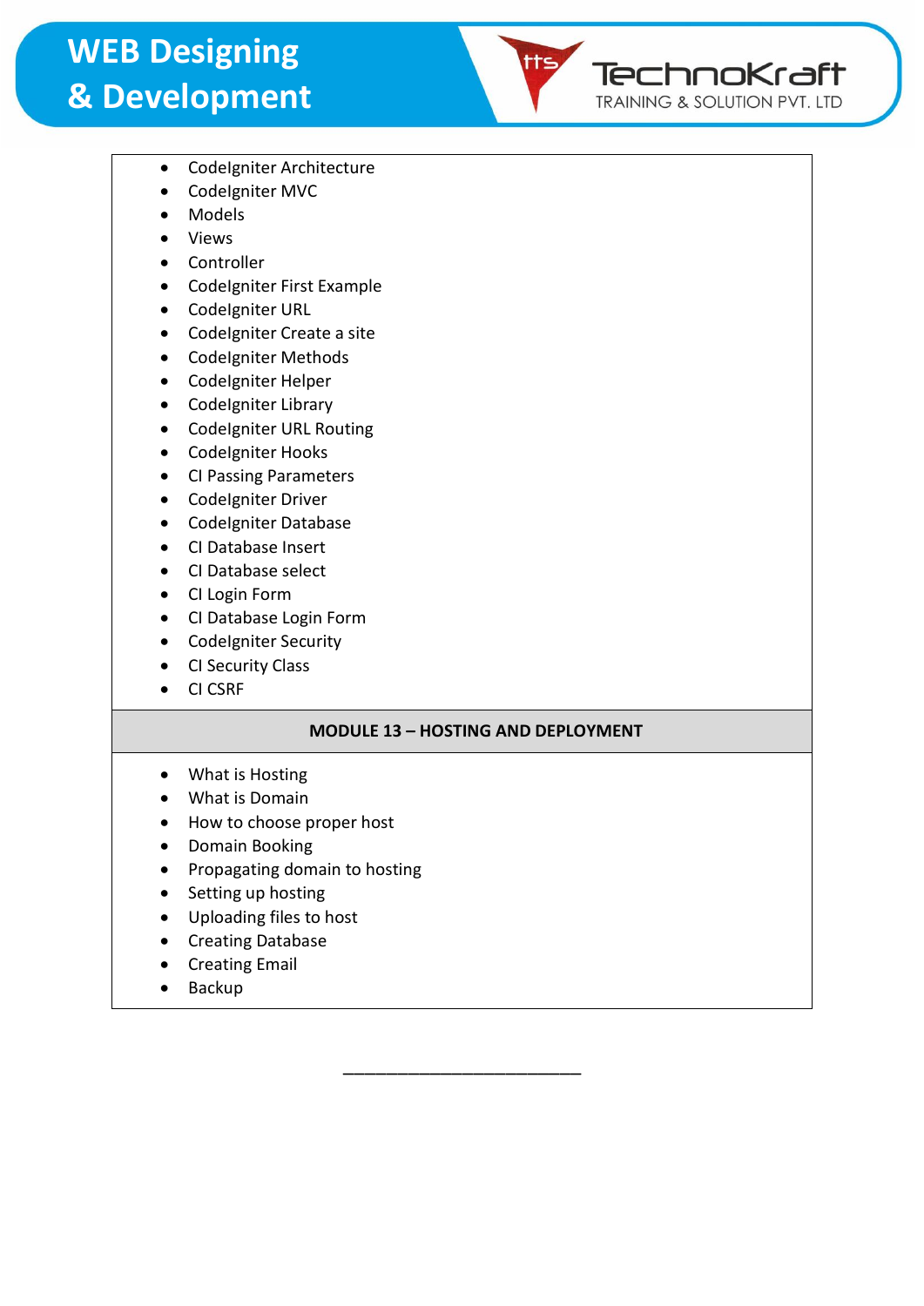- CodeIgniter Architecture
- CodeIgniter MVC
- Models
- Views
- Controller
- CodeIgniter First Example
- CodeIgniter URL
- CodeIgniter Create a site
- CodeIgniter Methods
- CodeIgniter Helper
- CodeIgniter Library
- CodeIgniter URL Routing
- CodeIgniter Hooks
- CI Passing Parameters
- CodeIgniter Driver
- CodeIgniter Database
- CI Database Insert
- CI Database select
- CI Login Form
- CI Database Login Form
- CodeIgniter Security
- CI Security Class
- CI CSRF

## MODULE 13 – HOSTING AND DEPLOYMENT

- What is Hosting
- What is Domain
- How to choose proper host
- Domain Booking
- Propagating domain to hosting
- Setting up hosting
- Uploading files to host
- Creating Database
- Creating Email
- Backup

\_\_\_\_\_\_\_\_\_\_\_\_\_\_\_\_\_\_\_\_\_\_\_\_\_\_\_\_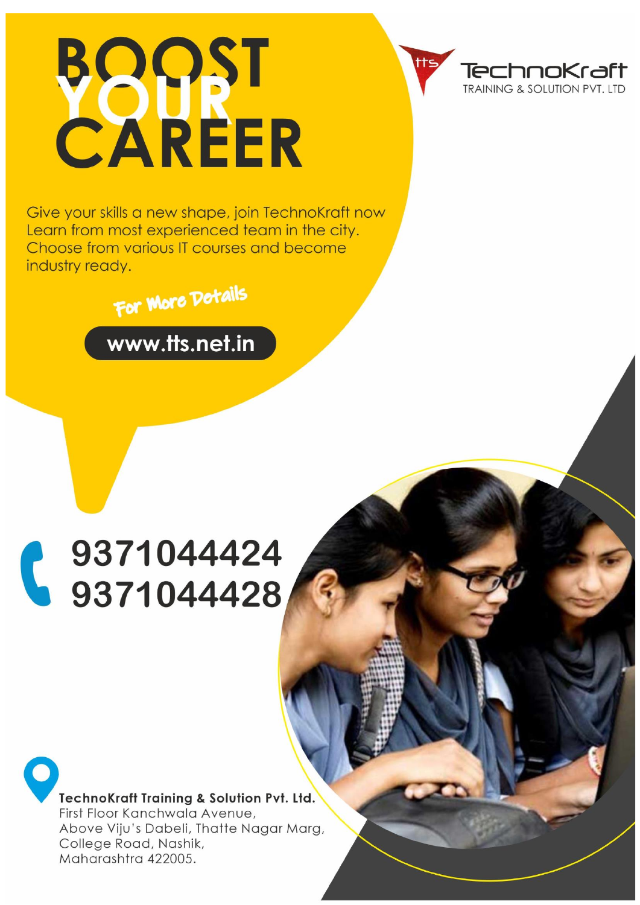TechnoKraft
TRAINING & SOLUTION PVT. LTD

# BOOST YOUR CAREER

Give your skills a new shape, join TechnoKraft now
Learn from most experienced team in the city.
Choose from various IT courses and become industry ready.

For More Details

**www.tts.net.in**

**9371044424**
**9371044428**

**TechnoKraft Training & Solution Pvt. Ltd.**
First Floor Kanchwala Avenue,
Above Viju's Dabeli, Thatte Nagar Marg,
College Road, Nashik,
Maharashtra 422005.